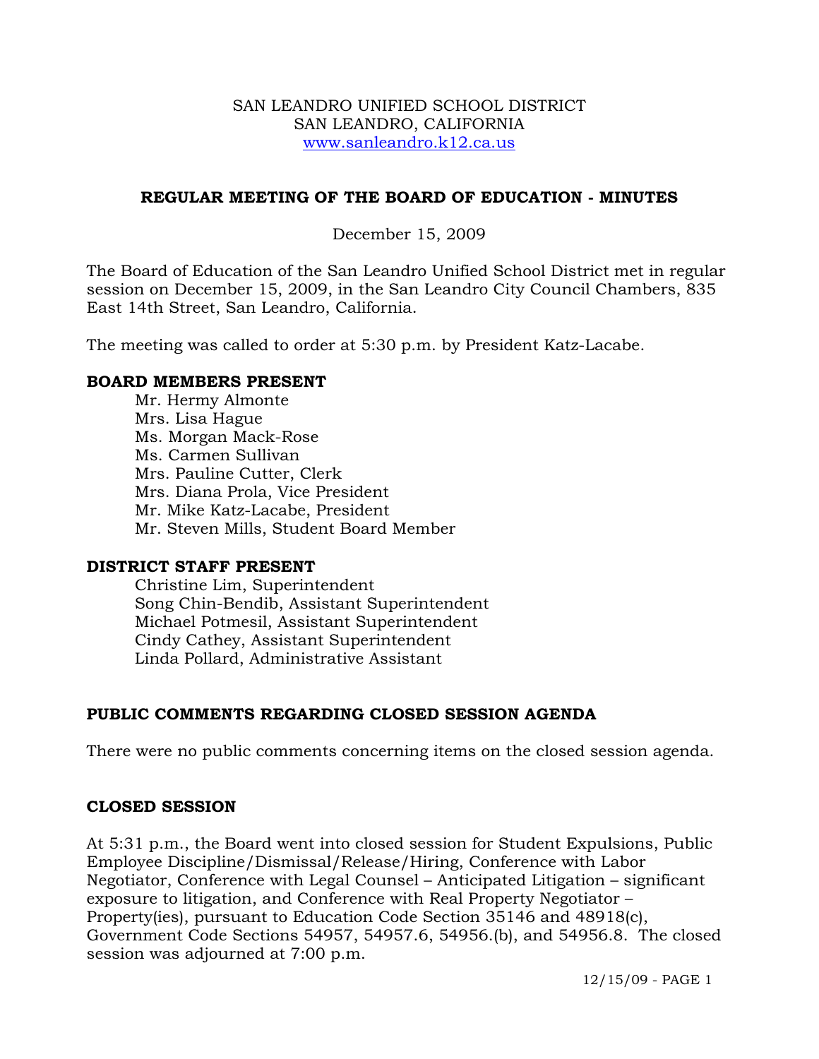SAN LEANDRO UNIFIED SCHOOL DISTRICT
SAN LEANDRO, CALIFORNIA
www.sanleandro.k12.ca.us

# REGULAR MEETING OF THE BOARD OF EDUCATION - MINUTES

December 15, 2009

The Board of Education of the San Leandro Unified School District met in regular session on December 15, 2009, in the San Leandro City Council Chambers, 835 East 14th Street, San Leandro, California.

The meeting was called to order at 5:30 p.m. by President Katz-Lacabe.

## BOARD MEMBERS PRESENT

Mr. Hermy Almonte
Mrs. Lisa Hague
Ms. Morgan Mack-Rose
Ms. Carmen Sullivan
Mrs. Pauline Cutter, Clerk
Mrs. Diana Prola, Vice President
Mr. Mike Katz-Lacabe, President
Mr. Steven Mills, Student Board Member

## DISTRICT STAFF PRESENT

Christine Lim, Superintendent
Song Chin-Bendib, Assistant Superintendent
Michael Potmesil, Assistant Superintendent
Cindy Cathey, Assistant Superintendent
Linda Pollard, Administrative Assistant

## PUBLIC COMMENTS REGARDING CLOSED SESSION AGENDA

There were no public comments concerning items on the closed session agenda.

## CLOSED SESSION

At 5:31 p.m., the Board went into closed session for Student Expulsions, Public Employee Discipline/Dismissal/Release/Hiring, Conference with Labor Negotiator, Conference with Legal Counsel – Anticipated Litigation – significant exposure to litigation, and Conference with Real Property Negotiator – Property(ies), pursuant to Education Code Section 35146 and 48918(c), Government Code Sections 54957, 54957.6, 54956.(b), and 54956.8. The closed session was adjourned at 7:00 p.m.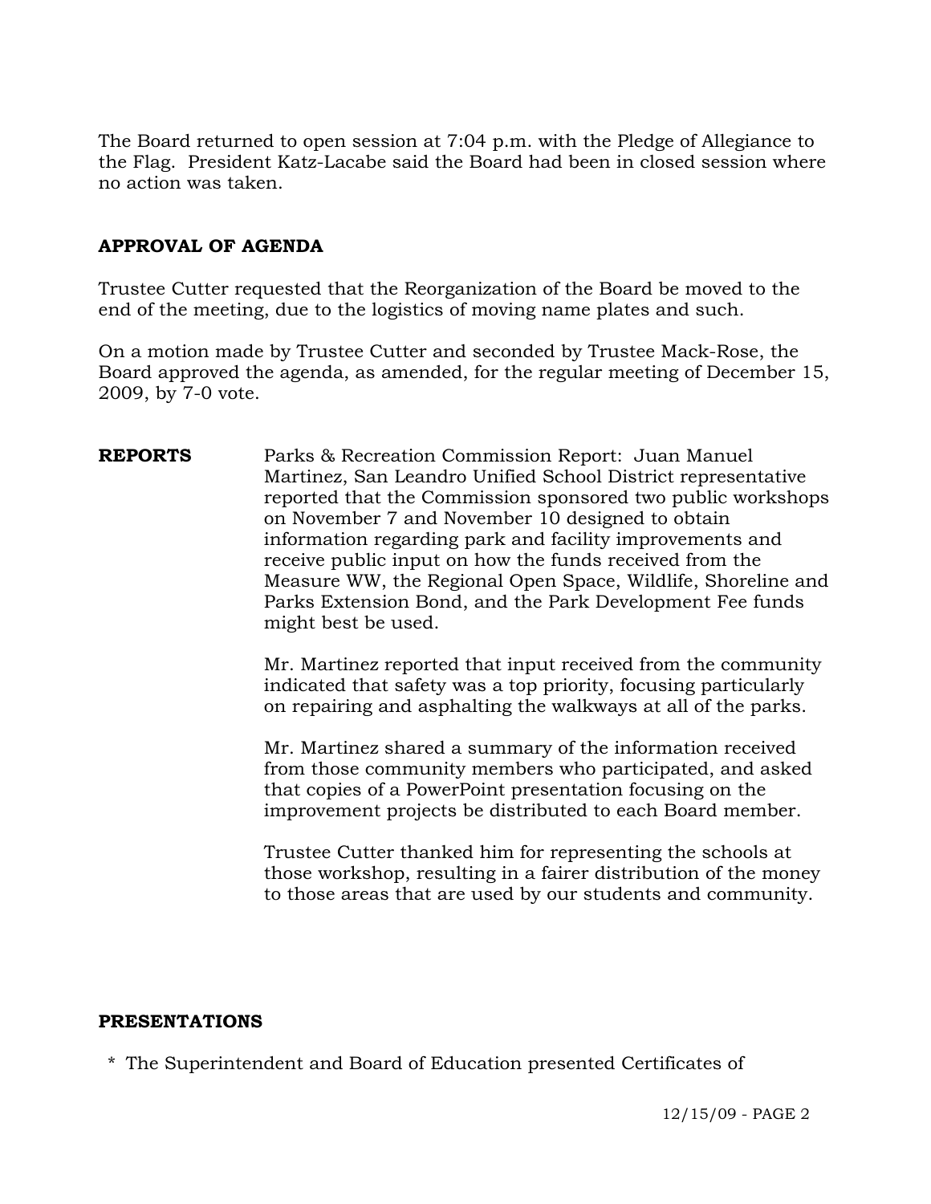The Board returned to open session at 7:04 p.m. with the Pledge of Allegiance to the Flag. President Katz-Lacabe said the Board had been in closed session where no action was taken.

## APPROVAL OF AGENDA

Trustee Cutter requested that the Reorganization of the Board be moved to the end of the meeting, due to the logistics of moving name plates and such.

On a motion made by Trustee Cutter and seconded by Trustee Mack-Rose, the Board approved the agenda, as amended, for the regular meeting of December 15, 2009, by 7-0 vote.

**REPORTS**

Parks & Recreation Commission Report: Juan Manuel Martinez, San Leandro Unified School District representative reported that the Commission sponsored two public workshops on November 7 and November 10 designed to obtain information regarding park and facility improvements and receive public input on how the funds received from the Measure WW, the Regional Open Space, Wildlife, Shoreline and Parks Extension Bond, and the Park Development Fee funds might best be used.

Mr. Martinez reported that input received from the community indicated that safety was a top priority, focusing particularly on repairing and asphalting the walkways at all of the parks.

Mr. Martinez shared a summary of the information received from those community members who participated, and asked that copies of a PowerPoint presentation focusing on the improvement projects be distributed to each Board member.

Trustee Cutter thanked him for representing the schools at those workshop, resulting in a fairer distribution of the money to those areas that are used by our students and community.

## PRESENTATIONS

* The Superintendent and Board of Education presented Certificates of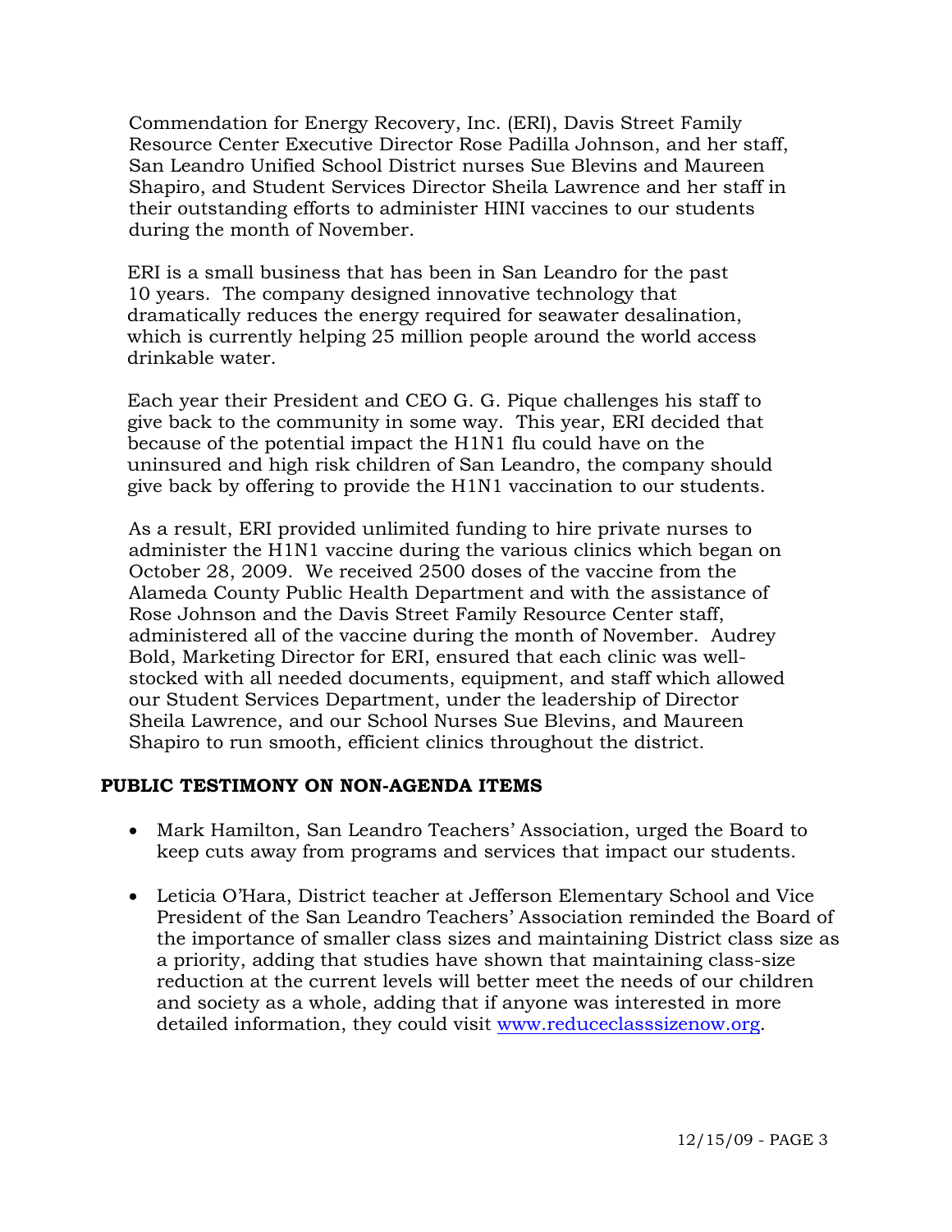Commendation for Energy Recovery, Inc. (ERI), Davis Street Family Resource Center Executive Director Rose Padilla Johnson, and her staff, San Leandro Unified School District nurses Sue Blevins and Maureen Shapiro, and Student Services Director Sheila Lawrence and her staff in their outstanding efforts to administer HINI vaccines to our students during the month of November.

ERI is a small business that has been in San Leandro for the past 10 years. The company designed innovative technology that dramatically reduces the energy required for seawater desalination, which is currently helping 25 million people around the world access drinkable water.

Each year their President and CEO G. G. Pique challenges his staff to give back to the community in some way. This year, ERI decided that because of the potential impact the H1N1 flu could have on the uninsured and high risk children of San Leandro, the company should give back by offering to provide the H1N1 vaccination to our students.

As a result, ERI provided unlimited funding to hire private nurses to administer the H1N1 vaccine during the various clinics which began on October 28, 2009. We received 2500 doses of the vaccine from the Alameda County Public Health Department and with the assistance of Rose Johnson and the Davis Street Family Resource Center staff, administered all of the vaccine during the month of November. Audrey Bold, Marketing Director for ERI, ensured that each clinic was well-stocked with all needed documents, equipment, and staff which allowed our Student Services Department, under the leadership of Director Sheila Lawrence, and our School Nurses Sue Blevins, and Maureen Shapiro to run smooth, efficient clinics throughout the district.

**PUBLIC TESTIMONY ON NON-AGENDA ITEMS**

- Mark Hamilton, San Leandro Teachers' Association, urged the Board to keep cuts away from programs and services that impact our students.
- Leticia O'Hara, District teacher at Jefferson Elementary School and Vice President of the San Leandro Teachers' Association reminded the Board of the importance of smaller class sizes and maintaining District class size as a priority, adding that studies have shown that maintaining class-size reduction at the current levels will better meet the needs of our children and society as a whole, adding that if anyone was interested in more detailed information, they could visit www.reduceclasssizenow.org.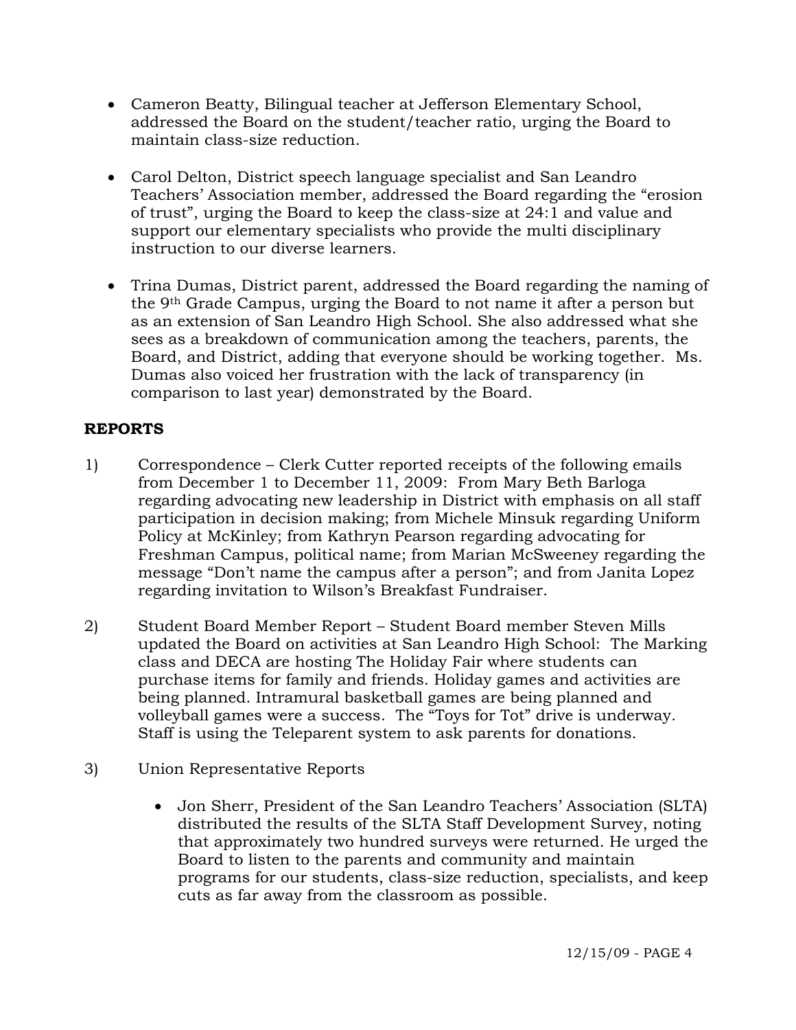- Cameron Beatty, Bilingual teacher at Jefferson Elementary School, addressed the Board on the student/teacher ratio, urging the Board to maintain class-size reduction.

- Carol Delton, District speech language specialist and San Leandro Teachers' Association member, addressed the Board regarding the "erosion of trust", urging the Board to keep the class-size at 24:1 and value and support our elementary specialists who provide the multi disciplinary instruction to our diverse learners.

- Trina Dumas, District parent, addressed the Board regarding the naming of the 9th Grade Campus, urging the Board to not name it after a person but as an extension of San Leandro High School. She also addressed what she sees as a breakdown of communication among the teachers, parents, the Board, and District, adding that everyone should be working together. Ms. Dumas also voiced her frustration with the lack of transparency (in comparison to last year) demonstrated by the Board.

## REPORTS

1) Correspondence – Clerk Cutter reported receipts of the following emails from December 1 to December 11, 2009: From Mary Beth Barloga regarding advocating new leadership in District with emphasis on all staff participation in decision making; from Michele Minsuk regarding Uniform Policy at McKinley; from Kathryn Pearson regarding advocating for Freshman Campus, political name; from Marian McSweeney regarding the message "Don't name the campus after a person"; and from Janita Lopez regarding invitation to Wilson's Breakfast Fundraiser.

2) Student Board Member Report – Student Board member Steven Mills updated the Board on activities at San Leandro High School: The Marking class and DECA are hosting The Holiday Fair where students can purchase items for family and friends. Holiday games and activities are being planned. Intramural basketball games are being planned and volleyball games were a success. The "Toys for Tot" drive is underway. Staff is using the Teleparent system to ask parents for donations.

3) Union Representative Reports

   - Jon Sherr, President of the San Leandro Teachers' Association (SLTA) distributed the results of the SLTA Staff Development Survey, noting that approximately two hundred surveys were returned. He urged the Board to listen to the parents and community and maintain programs for our students, class-size reduction, specialists, and keep cuts as far away from the classroom as possible.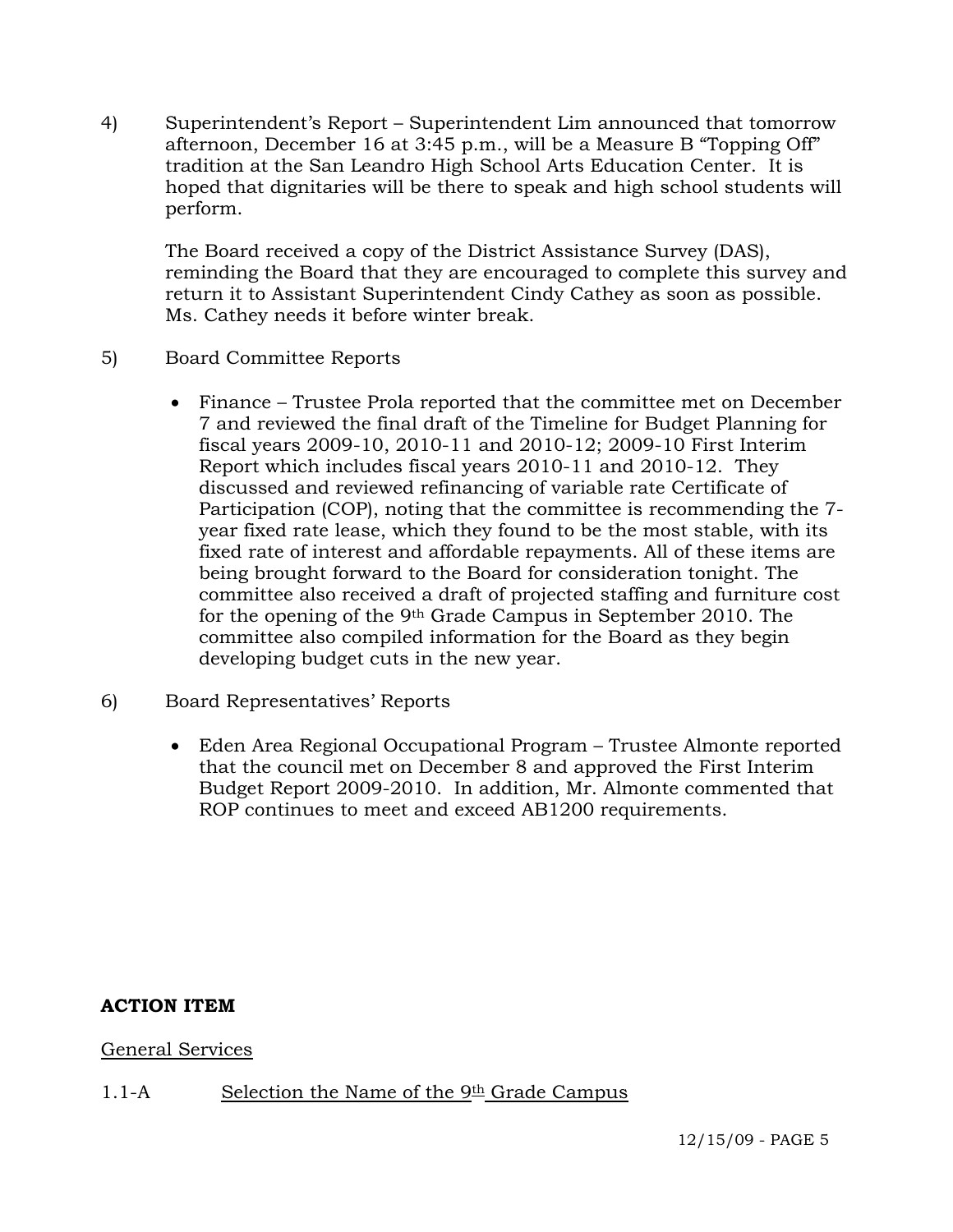4) Superintendent's Report – Superintendent Lim announced that tomorrow afternoon, December 16 at 3:45 p.m., will be a Measure B "Topping Off" tradition at the San Leandro High School Arts Education Center. It is hoped that dignitaries will be there to speak and high school students will perform.

   The Board received a copy of the District Assistance Survey (DAS), reminding the Board that they are encouraged to complete this survey and return it to Assistant Superintendent Cindy Cathey as soon as possible. Ms. Cathey needs it before winter break.

5) Board Committee Reports

   - Finance – Trustee Prola reported that the committee met on December 7 and reviewed the final draft of the Timeline for Budget Planning for fiscal years 2009-10, 2010-11 and 2010-12; 2009-10 First Interim Report which includes fiscal years 2010-11 and 2010-12. They discussed and reviewed refinancing of variable rate Certificate of Participation (COP), noting that the committee is recommending the 7-year fixed rate lease, which they found to be the most stable, with its fixed rate of interest and affordable repayments. All of these items are being brought forward to the Board for consideration tonight. The committee also received a draft of projected staffing and furniture cost for the opening of the 9th Grade Campus in September 2010. The committee also compiled information for the Board as they begin developing budget cuts in the new year.

6) Board Representatives' Reports

   - Eden Area Regional Occupational Program – Trustee Almonte reported that the council met on December 8 and approved the First Interim Budget Report 2009-2010. In addition, Mr. Almonte commented that ROP continues to meet and exceed AB1200 requirements.

**ACTION ITEM**

General Services

1.1-A Selection the Name of the 9th Grade Campus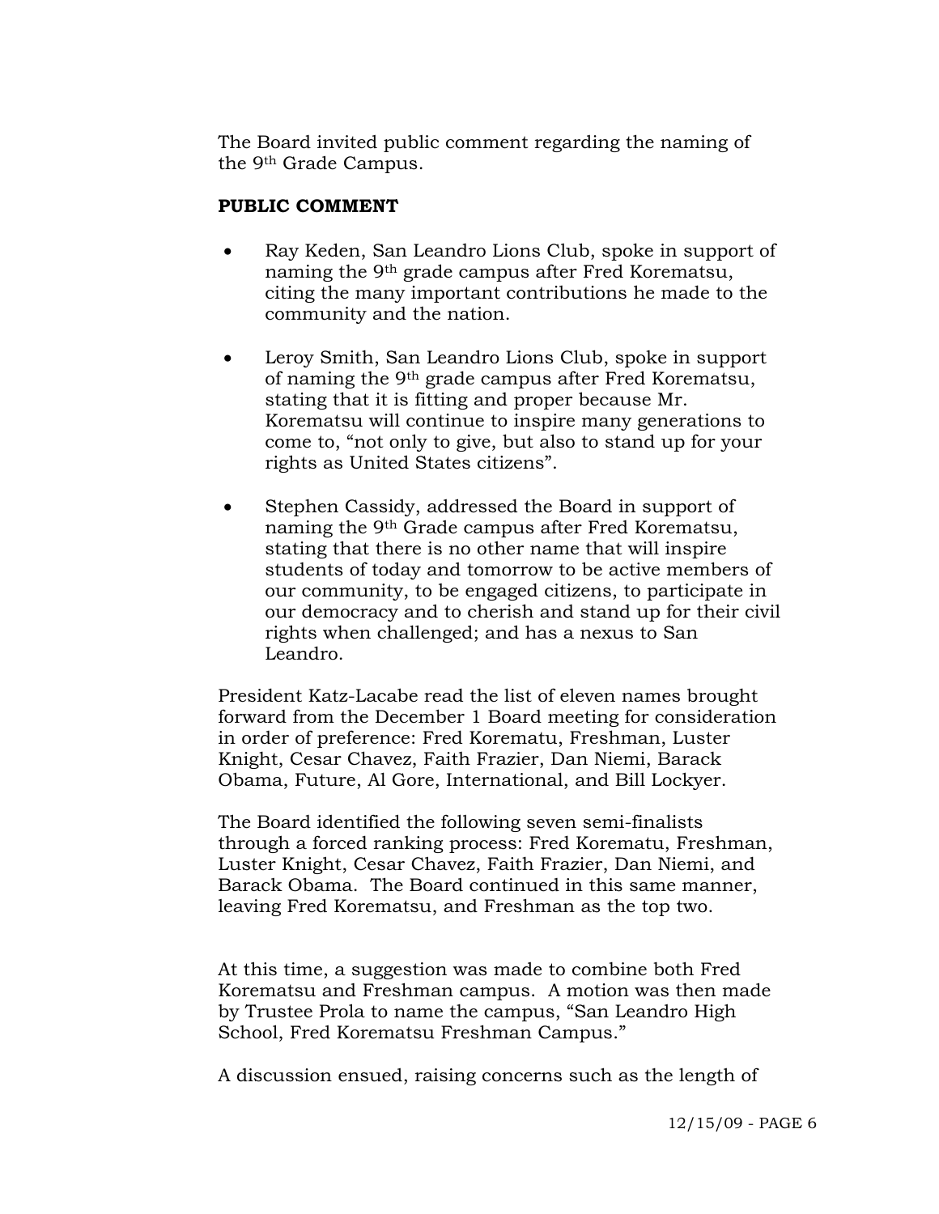The Board invited public comment regarding the naming of the 9th Grade Campus.

**PUBLIC COMMENT**

- Ray Keden, San Leandro Lions Club, spoke in support of naming the 9th grade campus after Fred Korematsu, citing the many important contributions he made to the community and the nation.

- Leroy Smith, San Leandro Lions Club, spoke in support of naming the 9th grade campus after Fred Korematsu, stating that it is fitting and proper because Mr. Korematsu will continue to inspire many generations to come to, "not only to give, but also to stand up for your rights as United States citizens".

- Stephen Cassidy, addressed the Board in support of naming the 9th Grade campus after Fred Korematsu, stating that there is no other name that will inspire students of today and tomorrow to be active members of our community, to be engaged citizens, to participate in our democracy and to cherish and stand up for their civil rights when challenged; and has a nexus to San Leandro.

President Katz-Lacabe read the list of eleven names brought forward from the December 1 Board meeting for consideration in order of preference: Fred Korematu, Freshman, Luster Knight, Cesar Chavez, Faith Frazier, Dan Niemi, Barack Obama, Future, Al Gore, International, and Bill Lockyer.

The Board identified the following seven semi-finalists through a forced ranking process: Fred Korematu, Freshman, Luster Knight, Cesar Chavez, Faith Frazier, Dan Niemi, and Barack Obama. The Board continued in this same manner, leaving Fred Korematsu, and Freshman as the top two.

At this time, a suggestion was made to combine both Fred Korematsu and Freshman campus. A motion was then made by Trustee Prola to name the campus, "San Leandro High School, Fred Korematsu Freshman Campus."

A discussion ensued, raising concerns such as the length of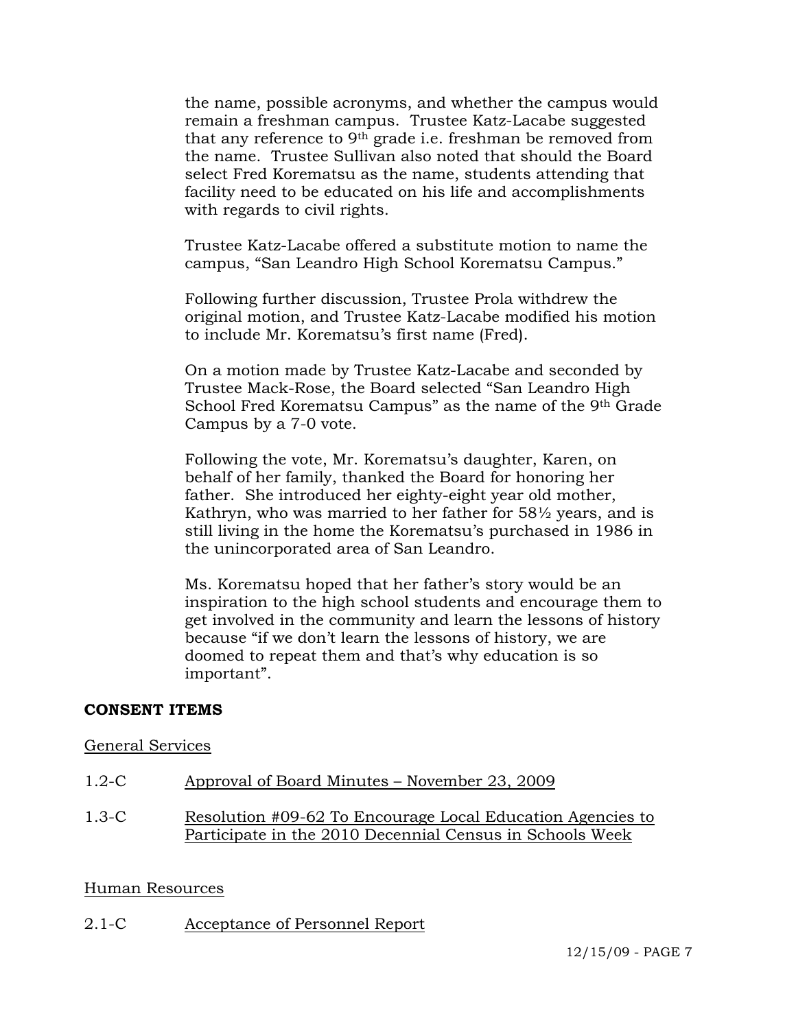the name, possible acronyms, and whether the campus would remain a freshman campus. Trustee Katz-Lacabe suggested that any reference to 9th grade i.e. freshman be removed from the name. Trustee Sullivan also noted that should the Board select Fred Korematsu as the name, students attending that facility need to be educated on his life and accomplishments with regards to civil rights.

Trustee Katz-Lacabe offered a substitute motion to name the campus, "San Leandro High School Korematsu Campus."

Following further discussion, Trustee Prola withdrew the original motion, and Trustee Katz-Lacabe modified his motion to include Mr. Korematsu's first name (Fred).

On a motion made by Trustee Katz-Lacabe and seconded by Trustee Mack-Rose, the Board selected "San Leandro High School Fred Korematsu Campus" as the name of the 9th Grade Campus by a 7-0 vote.

Following the vote, Mr. Korematsu's daughter, Karen, on behalf of her family, thanked the Board for honoring her father. She introduced her eighty-eight year old mother, Kathryn, who was married to her father for 58½ years, and is still living in the home the Korematsu's purchased in 1986 in the unincorporated area of San Leandro.

Ms. Korematsu hoped that her father's story would be an inspiration to the high school students and encourage them to get involved in the community and learn the lessons of history because "if we don't learn the lessons of history, we are doomed to repeat them and that's why education is so important".

**CONSENT ITEMS**

General Services

1.2-C Approval of Board Minutes – November 23, 2009

1.3-C Resolution #09-62 To Encourage Local Education Agencies to Participate in the 2010 Decennial Census in Schools Week

Human Resources

2.1-C Acceptance of Personnel Report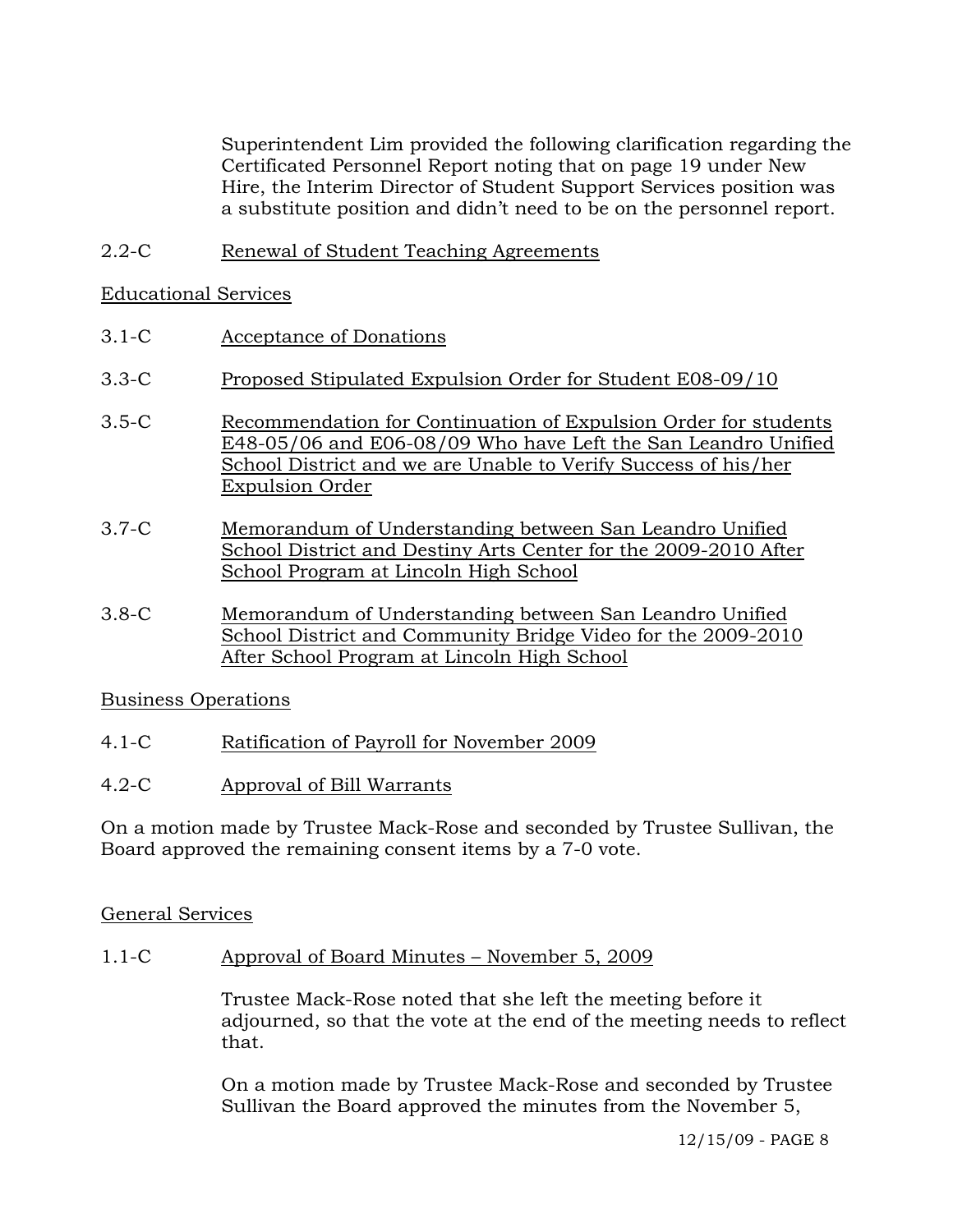Superintendent Lim provided the following clarification regarding the Certificated Personnel Report noting that on page 19 under New Hire, the Interim Director of Student Support Services position was a substitute position and didn't need to be on the personnel report.

2.2-C Renewal of Student Teaching Agreements

Educational Services

3.1-C Acceptance of Donations

3.3-C Proposed Stipulated Expulsion Order for Student E08-09/10

3.5-C Recommendation for Continuation of Expulsion Order for students E48-05/06 and E06-08/09 Who have Left the San Leandro Unified School District and we are Unable to Verify Success of his/her Expulsion Order

3.7-C Memorandum of Understanding between San Leandro Unified School District and Destiny Arts Center for the 2009-2010 After School Program at Lincoln High School

3.8-C Memorandum of Understanding between San Leandro Unified School District and Community Bridge Video for the 2009-2010 After School Program at Lincoln High School

Business Operations

4.1-C Ratification of Payroll for November 2009

4.2-C Approval of Bill Warrants

On a motion made by Trustee Mack-Rose and seconded by Trustee Sullivan, the Board approved the remaining consent items by a 7-0 vote.

General Services

1.1-C Approval of Board Minutes – November 5, 2009

Trustee Mack-Rose noted that she left the meeting before it adjourned, so that the vote at the end of the meeting needs to reflect that.

On a motion made by Trustee Mack-Rose and seconded by Trustee Sullivan the Board approved the minutes from the November 5,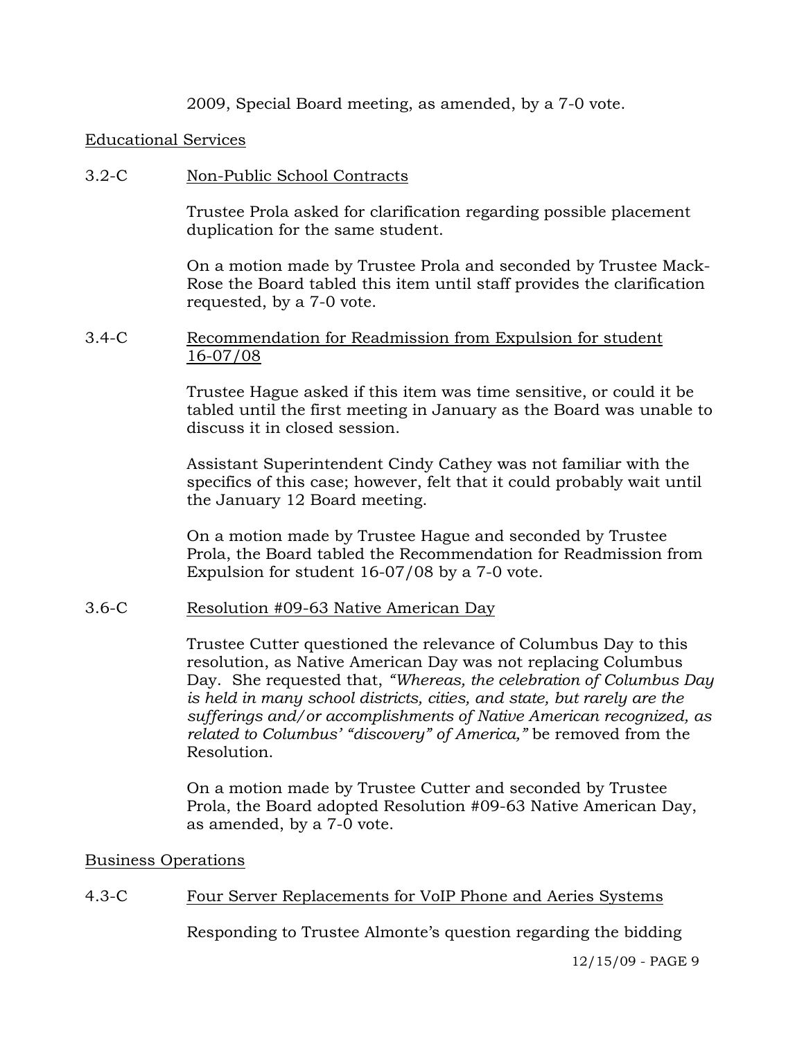2009, Special Board meeting, as amended, by a 7-0 vote.

Educational Services

3.2-C Non-Public School Contracts

Trustee Prola asked for clarification regarding possible placement duplication for the same student.

On a motion made by Trustee Prola and seconded by Trustee Mack-Rose the Board tabled this item until staff provides the clarification requested, by a 7-0 vote.

3.4-C Recommendation for Readmission from Expulsion for student 16-07/08

Trustee Hague asked if this item was time sensitive, or could it be tabled until the first meeting in January as the Board was unable to discuss it in closed session.

Assistant Superintendent Cindy Cathey was not familiar with the specifics of this case; however, felt that it could probably wait until the January 12 Board meeting.

On a motion made by Trustee Hague and seconded by Trustee Prola, the Board tabled the Recommendation for Readmission from Expulsion for student 16-07/08 by a 7-0 vote.

3.6-C Resolution #09-63 Native American Day

Trustee Cutter questioned the relevance of Columbus Day to this resolution, as Native American Day was not replacing Columbus Day. She requested that, *"Whereas, the celebration of Columbus Day is held in many school districts, cities, and state, but rarely are the sufferings and/or accomplishments of Native American recognized, as related to Columbus' "discovery" of America,"* be removed from the Resolution.

On a motion made by Trustee Cutter and seconded by Trustee Prola, the Board adopted Resolution #09-63 Native American Day, as amended, by a 7-0 vote.

Business Operations

4.3-C Four Server Replacements for VoIP Phone and Aeries Systems

Responding to Trustee Almonte's question regarding the bidding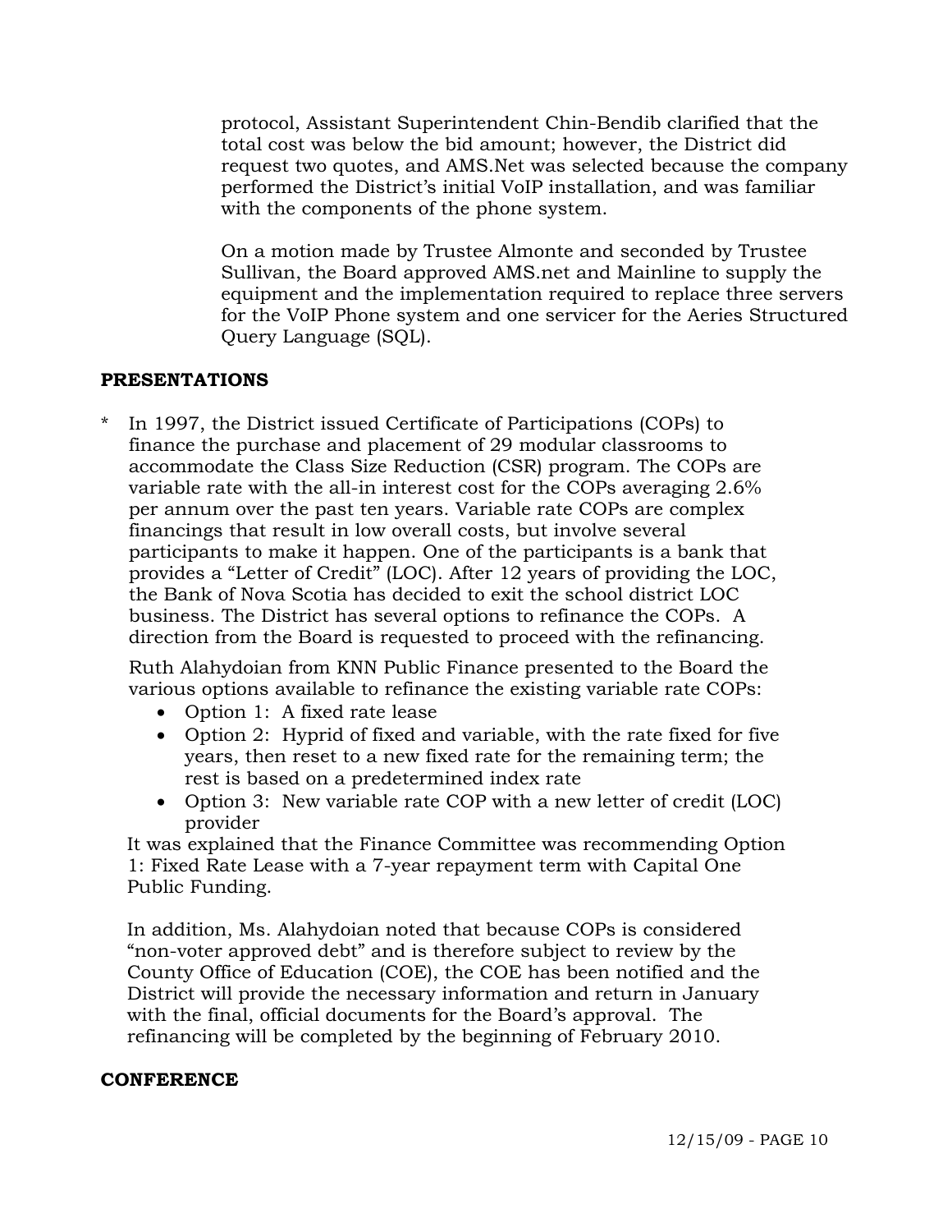protocol, Assistant Superintendent Chin-Bendib clarified that the total cost was below the bid amount; however, the District did request two quotes, and AMS.Net was selected because the company performed the District's initial VoIP installation, and was familiar with the components of the phone system.

On a motion made by Trustee Almonte and seconded by Trustee Sullivan, the Board approved AMS.net and Mainline to supply the equipment and the implementation required to replace three servers for the VoIP Phone system and one servicer for the Aeries Structured Query Language (SQL).

## PRESENTATIONS

* In 1997, the District issued Certificate of Participations (COPs) to finance the purchase and placement of 29 modular classrooms to accommodate the Class Size Reduction (CSR) program. The COPs are variable rate with the all-in interest cost for the COPs averaging 2.6% per annum over the past ten years. Variable rate COPs are complex financings that result in low overall costs, but involve several participants to make it happen. One of the participants is a bank that provides a "Letter of Credit" (LOC). After 12 years of providing the LOC, the Bank of Nova Scotia has decided to exit the school district LOC business. The District has several options to refinance the COPs. A direction from the Board is requested to proceed with the refinancing.

Ruth Alahydoian from KNN Public Finance presented to the Board the various options available to refinance the existing variable rate COPs:

- Option 1: A fixed rate lease
- Option 2: Hyprid of fixed and variable, with the rate fixed for five years, then reset to a new fixed rate for the remaining term; the rest is based on a predetermined index rate
- Option 3: New variable rate COP with a new letter of credit (LOC) provider

It was explained that the Finance Committee was recommending Option 1: Fixed Rate Lease with a 7-year repayment term with Capital One Public Funding.

In addition, Ms. Alahydoian noted that because COPs is considered "non-voter approved debt" and is therefore subject to review by the County Office of Education (COE), the COE has been notified and the District will provide the necessary information and return in January with the final, official documents for the Board's approval. The refinancing will be completed by the beginning of February 2010.

## CONFERENCE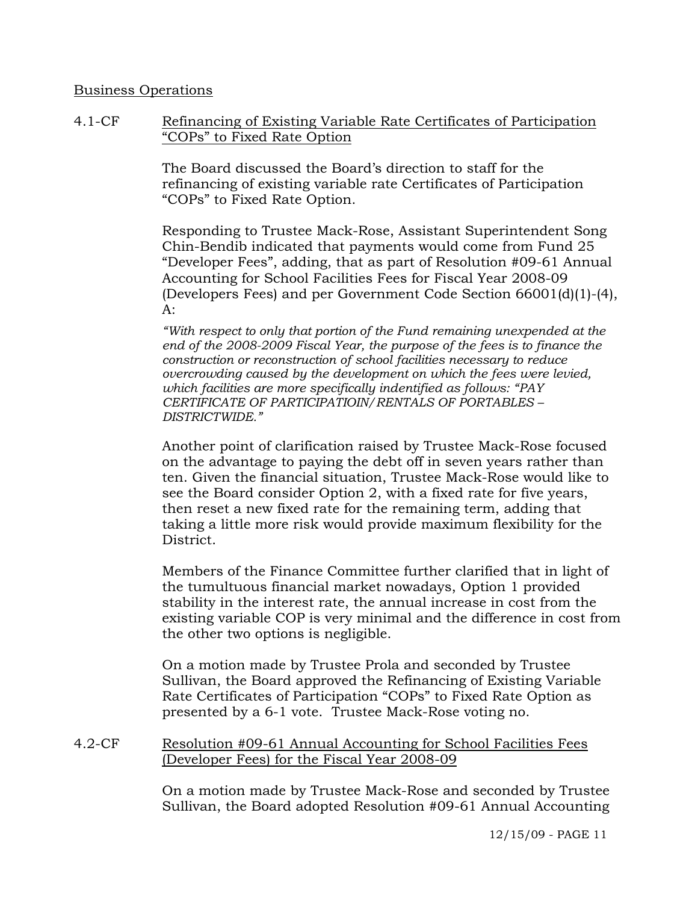Business Operations

4.1-CF <u>Refinancing of Existing Variable Rate Certificates of Participation "COPs" to Fixed Rate Option</u>

The Board discussed the Board's direction to staff for the refinancing of existing variable rate Certificates of Participation "COPs" to Fixed Rate Option.

Responding to Trustee Mack-Rose, Assistant Superintendent Song Chin-Bendib indicated that payments would come from Fund 25 "Developer Fees", adding, that as part of Resolution #09-61 Annual Accounting for School Facilities Fees for Fiscal Year 2008-09 (Developers Fees) and per Government Code Section 66001(d)(1)-(4), A:

*"With respect to only that portion of the Fund remaining unexpended at the end of the 2008-2009 Fiscal Year, the purpose of the fees is to finance the construction or reconstruction of school facilities necessary to reduce overcrowding caused by the development on which the fees were levied, which facilities are more specifically indentified as follows: "PAY CERTIFICATE OF PARTICIPATIOIN/RENTALS OF PORTABLES – DISTRICTWIDE."*

Another point of clarification raised by Trustee Mack-Rose focused on the advantage to paying the debt off in seven years rather than ten. Given the financial situation, Trustee Mack-Rose would like to see the Board consider Option 2, with a fixed rate for five years, then reset a new fixed rate for the remaining term, adding that taking a little more risk would provide maximum flexibility for the District.

Members of the Finance Committee further clarified that in light of the tumultuous financial market nowadays, Option 1 provided stability in the interest rate, the annual increase in cost from the existing variable COP is very minimal and the difference in cost from the other two options is negligible.

On a motion made by Trustee Prola and seconded by Trustee Sullivan, the Board approved the Refinancing of Existing Variable Rate Certificates of Participation "COPs" to Fixed Rate Option as presented by a 6-1 vote. Trustee Mack-Rose voting no.

4.2-CF <u>Resolution #09-61 Annual Accounting for School Facilities Fees (Developer Fees) for the Fiscal Year 2008-09</u>

On a motion made by Trustee Mack-Rose and seconded by Trustee Sullivan, the Board adopted Resolution #09-61 Annual Accounting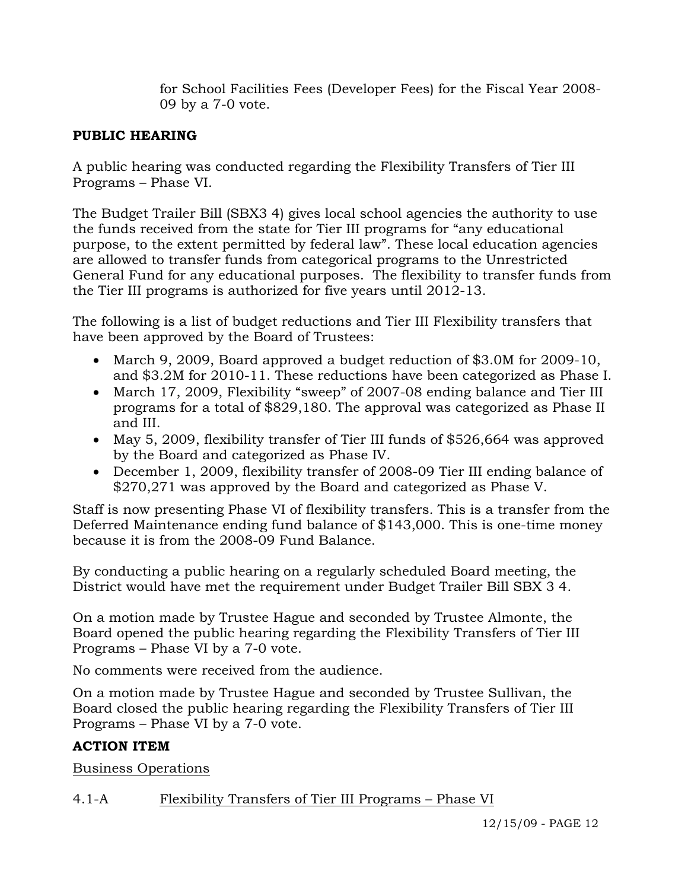for School Facilities Fees (Developer Fees) for the Fiscal Year 2008-09 by a 7-0 vote.

**PUBLIC HEARING**

A public hearing was conducted regarding the Flexibility Transfers of Tier III Programs – Phase VI.

The Budget Trailer Bill (SBX3 4) gives local school agencies the authority to use the funds received from the state for Tier III programs for "any educational purpose, to the extent permitted by federal law". These local education agencies are allowed to transfer funds from categorical programs to the Unrestricted General Fund for any educational purposes. The flexibility to transfer funds from the Tier III programs is authorized for five years until 2012-13.

The following is a list of budget reductions and Tier III Flexibility transfers that have been approved by the Board of Trustees:

- March 9, 2009, Board approved a budget reduction of $3.0M for 2009-10, and $3.2M for 2010-11. These reductions have been categorized as Phase I.
- March 17, 2009, Flexibility "sweep" of 2007-08 ending balance and Tier III programs for a total of $829,180. The approval was categorized as Phase II and III.
- May 5, 2009, flexibility transfer of Tier III funds of $526,664 was approved by the Board and categorized as Phase IV.
- December 1, 2009, flexibility transfer of 2008-09 Tier III ending balance of $270,271 was approved by the Board and categorized as Phase V.

Staff is now presenting Phase VI of flexibility transfers. This is a transfer from the Deferred Maintenance ending fund balance of $143,000. This is one-time money because it is from the 2008-09 Fund Balance.

By conducting a public hearing on a regularly scheduled Board meeting, the District would have met the requirement under Budget Trailer Bill SBX 3 4.

On a motion made by Trustee Hague and seconded by Trustee Almonte, the Board opened the public hearing regarding the Flexibility Transfers of Tier III Programs – Phase VI by a 7-0 vote.

No comments were received from the audience.

On a motion made by Trustee Hague and seconded by Trustee Sullivan, the Board closed the public hearing regarding the Flexibility Transfers of Tier III Programs – Phase VI by a 7-0 vote.

**ACTION ITEM**

Business Operations

4.1-A Flexibility Transfers of Tier III Programs – Phase VI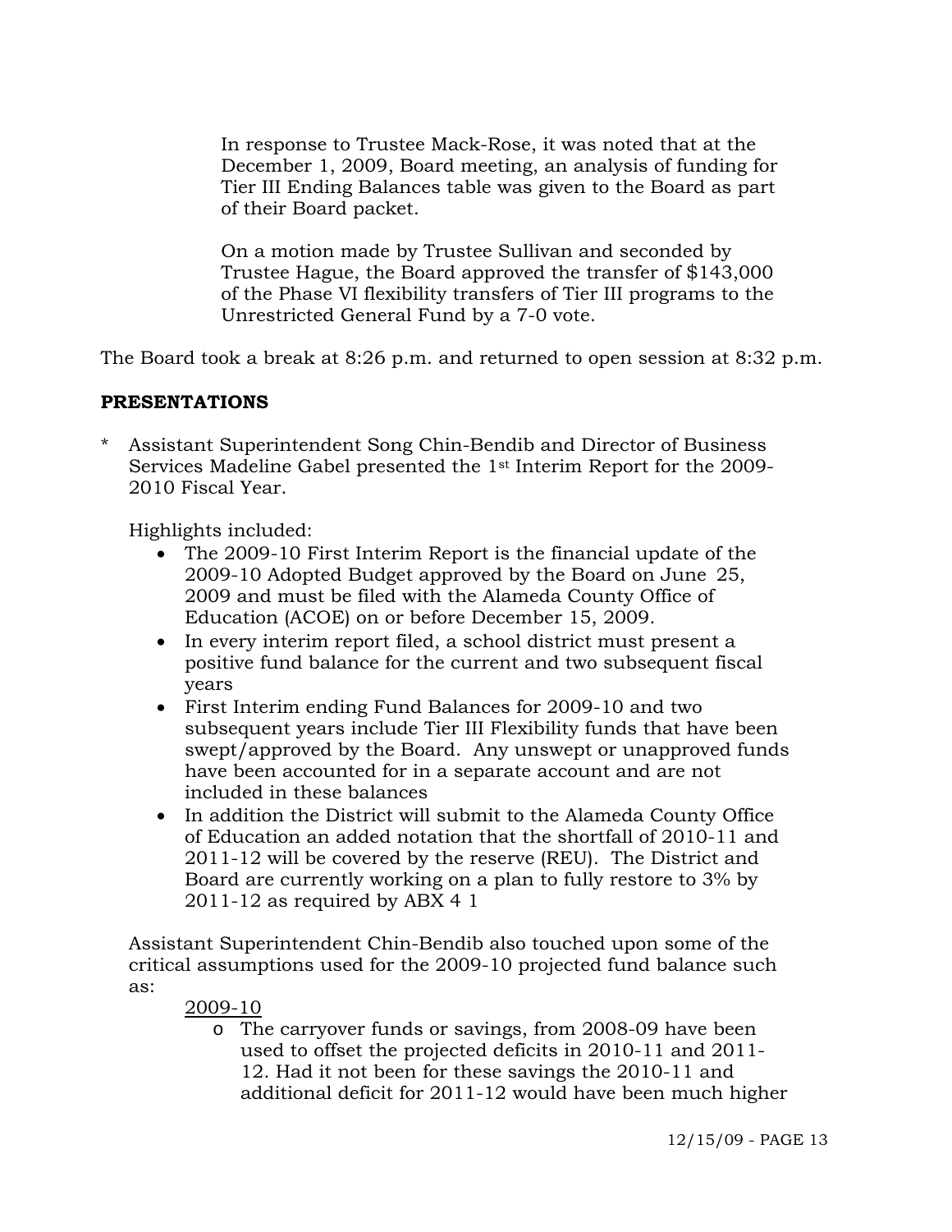In response to Trustee Mack-Rose, it was noted that at the December 1, 2009, Board meeting, an analysis of funding for Tier III Ending Balances table was given to the Board as part of their Board packet.

On a motion made by Trustee Sullivan and seconded by Trustee Hague, the Board approved the transfer of $143,000 of the Phase VI flexibility transfers of Tier III programs to the Unrestricted General Fund by a 7-0 vote.

The Board took a break at 8:26 p.m. and returned to open session at 8:32 p.m.

**PRESENTATIONS**

\* Assistant Superintendent Song Chin-Bendib and Director of Business Services Madeline Gabel presented the 1st Interim Report for the 2009-2010 Fiscal Year.

Highlights included:

- The 2009-10 First Interim Report is the financial update of the 2009-10 Adopted Budget approved by the Board on June 25, 2009 and must be filed with the Alameda County Office of Education (ACOE) on or before December 15, 2009.
- In every interim report filed, a school district must present a positive fund balance for the current and two subsequent fiscal years
- First Interim ending Fund Balances for 2009-10 and two subsequent years include Tier III Flexibility funds that have been swept/approved by the Board. Any unswept or unapproved funds have been accounted for in a separate account and are not included in these balances
- In addition the District will submit to the Alameda County Office of Education an added notation that the shortfall of 2010-11 and 2011-12 will be covered by the reserve (REU). The District and Board are currently working on a plan to fully restore to 3% by 2011-12 as required by ABX 4 1

Assistant Superintendent Chin-Bendib also touched upon some of the critical assumptions used for the 2009-10 projected fund balance such as:

<u>2009-10</u>

- The carryover funds or savings, from 2008-09 have been used to offset the projected deficits in 2010-11 and 2011-12. Had it not been for these savings the 2010-11 and additional deficit for 2011-12 would have been much higher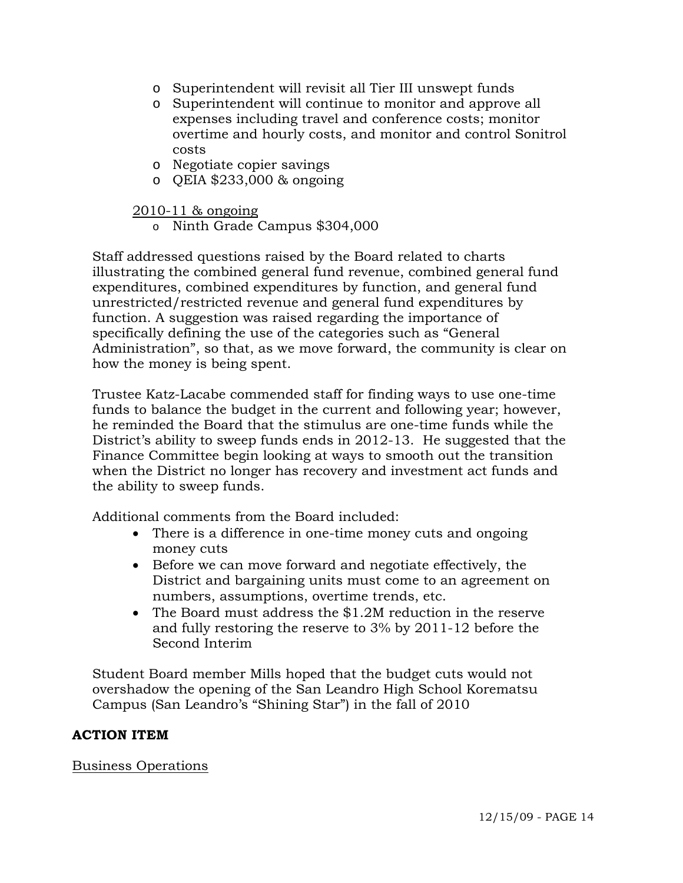- Superintendent will revisit all Tier III unswept funds
- Superintendent will continue to monitor and approve all expenses including travel and conference costs; monitor overtime and hourly costs, and monitor and control Sonitrol costs
- Negotiate copier savings
- QEIA $233,000 & ongoing

<u>2010-11 & ongoing</u>

- Ninth Grade Campus $304,000

Staff addressed questions raised by the Board related to charts illustrating the combined general fund revenue, combined general fund expenditures, combined expenditures by function, and general fund unrestricted/restricted revenue and general fund expenditures by function. A suggestion was raised regarding the importance of specifically defining the use of the categories such as "General Administration", so that, as we move forward, the community is clear on how the money is being spent.

Trustee Katz-Lacabe commended staff for finding ways to use one-time funds to balance the budget in the current and following year; however, he reminded the Board that the stimulus are one-time funds while the District's ability to sweep funds ends in 2012-13. He suggested that the Finance Committee begin looking at ways to smooth out the transition when the District no longer has recovery and investment act funds and the ability to sweep funds.

Additional comments from the Board included:

- There is a difference in one-time money cuts and ongoing money cuts
- Before we can move forward and negotiate effectively, the District and bargaining units must come to an agreement on numbers, assumptions, overtime trends, etc.
- The Board must address the $1.2M reduction in the reserve and fully restoring the reserve to 3% by 2011-12 before the Second Interim

Student Board member Mills hoped that the budget cuts would not overshadow the opening of the San Leandro High School Korematsu Campus (San Leandro's "Shining Star") in the fall of 2010

**ACTION ITEM**

<u>Business Operations</u>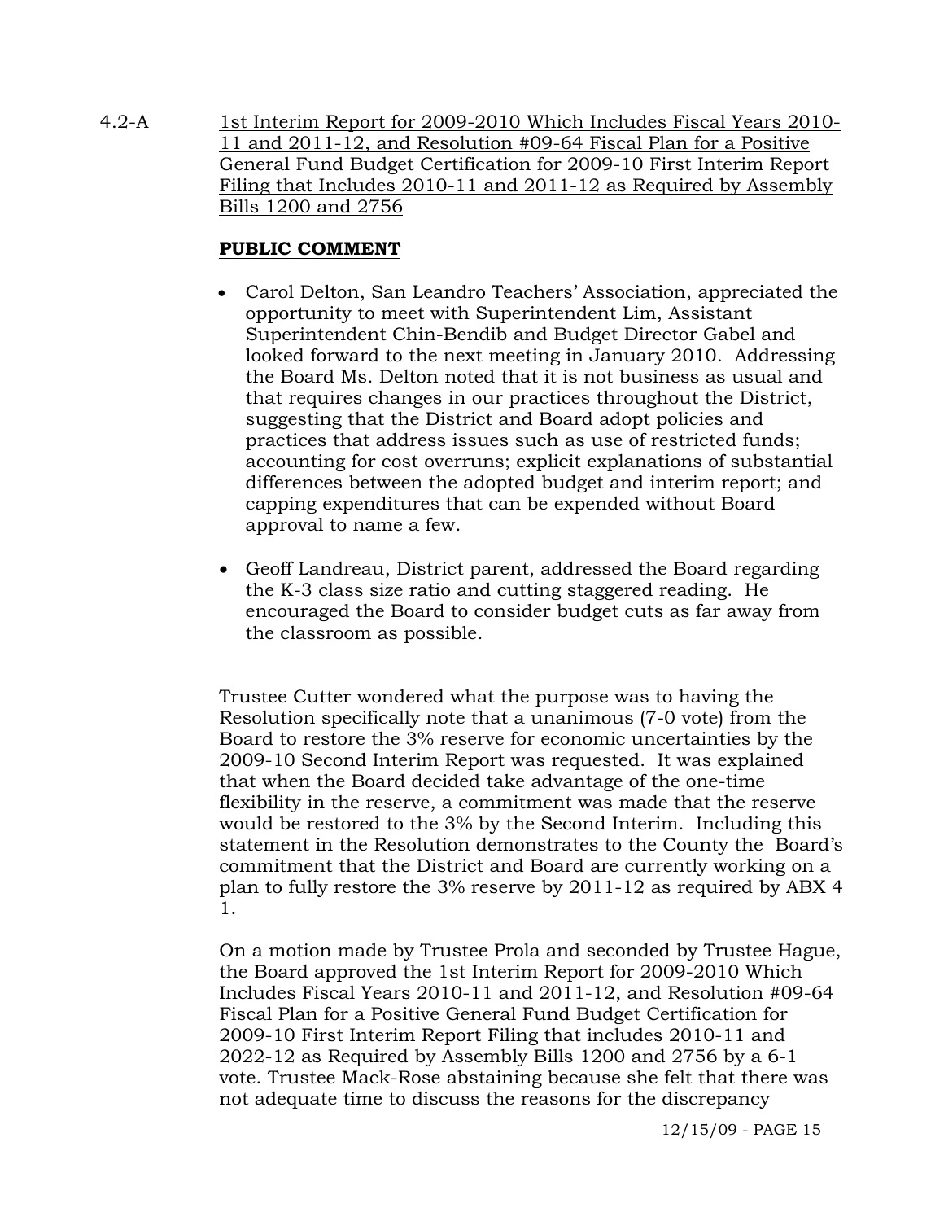4.2-A <u>1st Interim Report for 2009-2010 Which Includes Fiscal Years 2010-11 and 2011-12, and Resolution #09-64 Fiscal Plan for a Positive General Fund Budget Certification for 2009-10 First Interim Report Filing that Includes 2010-11 and 2011-12 as Required by Assembly Bills 1200 and 2756</u>

**PUBLIC COMMENT**

- Carol Delton, San Leandro Teachers' Association, appreciated the opportunity to meet with Superintendent Lim, Assistant Superintendent Chin-Bendib and Budget Director Gabel and looked forward to the next meeting in January 2010. Addressing the Board Ms. Delton noted that it is not business as usual and that requires changes in our practices throughout the District, suggesting that the District and Board adopt policies and practices that address issues such as use of restricted funds; accounting for cost overruns; explicit explanations of substantial differences between the adopted budget and interim report; and capping expenditures that can be expended without Board approval to name a few.

- Geoff Landreau, District parent, addressed the Board regarding the K-3 class size ratio and cutting staggered reading. He encouraged the Board to consider budget cuts as far away from the classroom as possible.

Trustee Cutter wondered what the purpose was to having the Resolution specifically note that a unanimous (7-0 vote) from the Board to restore the 3% reserve for economic uncertainties by the 2009-10 Second Interim Report was requested. It was explained that when the Board decided take advantage of the one-time flexibility in the reserve, a commitment was made that the reserve would be restored to the 3% by the Second Interim. Including this statement in the Resolution demonstrates to the County the Board's commitment that the District and Board are currently working on a plan to fully restore the 3% reserve by 2011-12 as required by ABX 4 1.

On a motion made by Trustee Prola and seconded by Trustee Hague, the Board approved the 1st Interim Report for 2009-2010 Which Includes Fiscal Years 2010-11 and 2011-12, and Resolution #09-64 Fiscal Plan for a Positive General Fund Budget Certification for 2009-10 First Interim Report Filing that includes 2010-11 and 2022-12 as Required by Assembly Bills 1200 and 2756 by a 6-1 vote. Trustee Mack-Rose abstaining because she felt that there was not adequate time to discuss the reasons for the discrepancy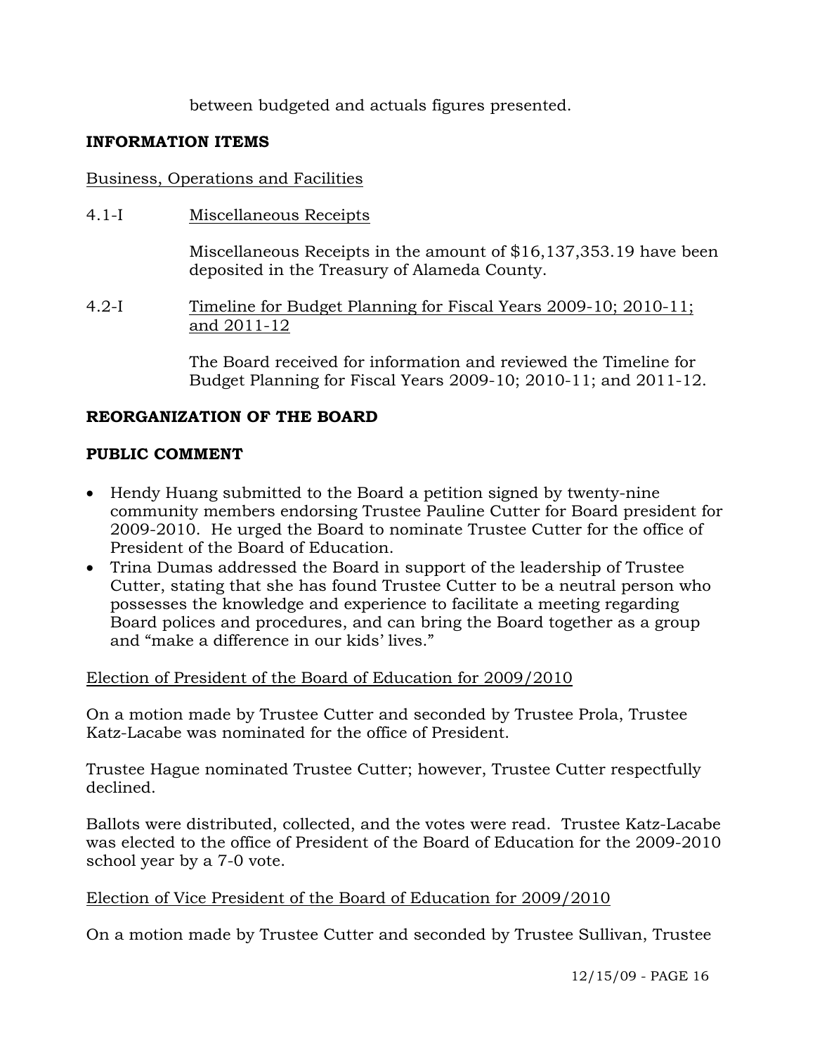between budgeted and actuals figures presented.

**INFORMATION ITEMS**

Business, Operations and Facilities

4.1-I Miscellaneous Receipts

Miscellaneous Receipts in the amount of $16,137,353.19 have been deposited in the Treasury of Alameda County.

4.2-I Timeline for Budget Planning for Fiscal Years 2009-10; 2010-11; and 2011-12

The Board received for information and reviewed the Timeline for Budget Planning for Fiscal Years 2009-10; 2010-11; and 2011-12.

**REORGANIZATION OF THE BOARD**

**PUBLIC COMMENT**

- Hendy Huang submitted to the Board a petition signed by twenty-nine community members endorsing Trustee Pauline Cutter for Board president for 2009-2010. He urged the Board to nominate Trustee Cutter for the office of President of the Board of Education.
- Trina Dumas addressed the Board in support of the leadership of Trustee Cutter, stating that she has found Trustee Cutter to be a neutral person who possesses the knowledge and experience to facilitate a meeting regarding Board polices and procedures, and can bring the Board together as a group and "make a difference in our kids' lives."

Election of President of the Board of Education for 2009/2010

On a motion made by Trustee Cutter and seconded by Trustee Prola, Trustee Katz-Lacabe was nominated for the office of President.

Trustee Hague nominated Trustee Cutter; however, Trustee Cutter respectfully declined.

Ballots were distributed, collected, and the votes were read. Trustee Katz-Lacabe was elected to the office of President of the Board of Education for the 2009-2010 school year by a 7-0 vote.

Election of Vice President of the Board of Education for 2009/2010

On a motion made by Trustee Cutter and seconded by Trustee Sullivan, Trustee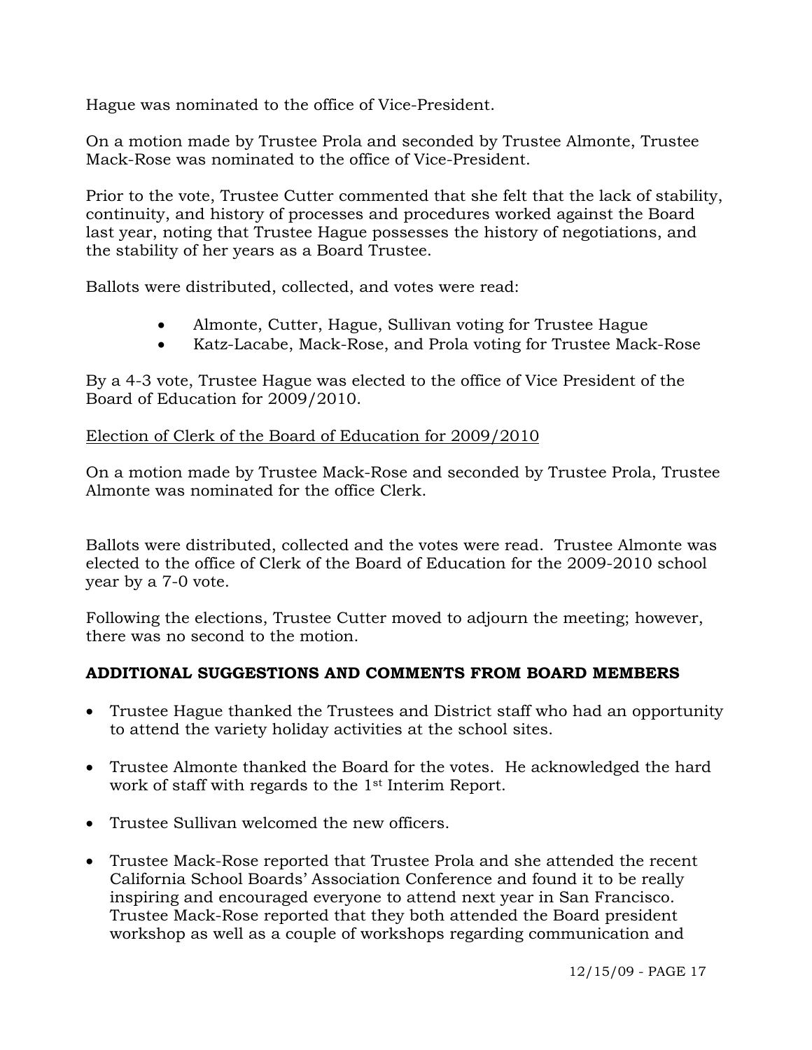Hague was nominated to the office of Vice-President.

On a motion made by Trustee Prola and seconded by Trustee Almonte, Trustee Mack-Rose was nominated to the office of Vice-President.

Prior to the vote, Trustee Cutter commented that she felt that the lack of stability, continuity, and history of processes and procedures worked against the Board last year, noting that Trustee Hague possesses the history of negotiations, and the stability of her years as a Board Trustee.

Ballots were distributed, collected, and votes were read:

- Almonte, Cutter, Hague, Sullivan voting for Trustee Hague
- Katz-Lacabe, Mack-Rose, and Prola voting for Trustee Mack-Rose

By a 4-3 vote, Trustee Hague was elected to the office of Vice President of the Board of Education for 2009/2010.

Election of Clerk of the Board of Education for 2009/2010

On a motion made by Trustee Mack-Rose and seconded by Trustee Prola, Trustee Almonte was nominated for the office Clerk.

Ballots were distributed, collected and the votes were read. Trustee Almonte was elected to the office of Clerk of the Board of Education for the 2009-2010 school year by a 7-0 vote.

Following the elections, Trustee Cutter moved to adjourn the meeting; however, there was no second to the motion.

**ADDITIONAL SUGGESTIONS AND COMMENTS FROM BOARD MEMBERS**

- Trustee Hague thanked the Trustees and District staff who had an opportunity to attend the variety holiday activities at the school sites.
- Trustee Almonte thanked the Board for the votes. He acknowledged the hard work of staff with regards to the 1st Interim Report.
- Trustee Sullivan welcomed the new officers.
- Trustee Mack-Rose reported that Trustee Prola and she attended the recent California School Boards' Association Conference and found it to be really inspiring and encouraged everyone to attend next year in San Francisco. Trustee Mack-Rose reported that they both attended the Board president workshop as well as a couple of workshops regarding communication and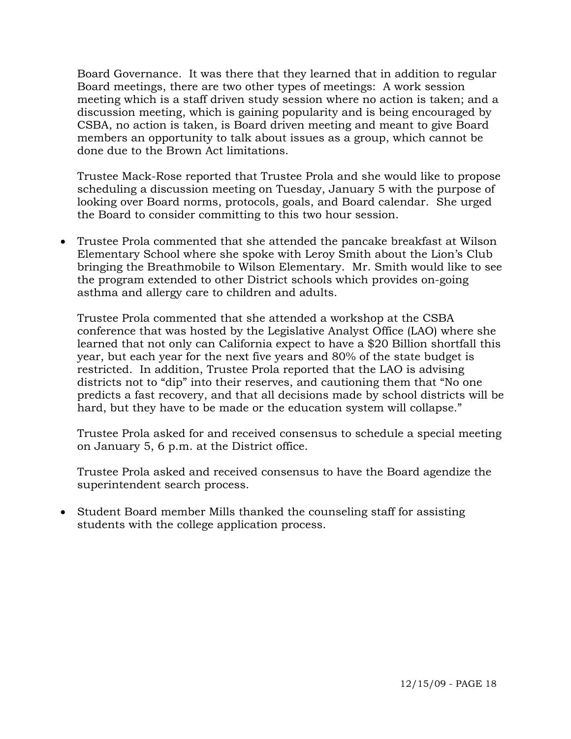Board Governance. It was there that they learned that in addition to regular Board meetings, there are two other types of meetings: A work session meeting which is a staff driven study session where no action is taken; and a discussion meeting, which is gaining popularity and is being encouraged by CSBA, no action is taken, is Board driven meeting and meant to give Board members an opportunity to talk about issues as a group, which cannot be done due to the Brown Act limitations.

Trustee Mack-Rose reported that Trustee Prola and she would like to propose scheduling a discussion meeting on Tuesday, January 5 with the purpose of looking over Board norms, protocols, goals, and Board calendar. She urged the Board to consider committing to this two hour session.

- Trustee Prola commented that she attended the pancake breakfast at Wilson Elementary School where she spoke with Leroy Smith about the Lion's Club bringing the Breathmobile to Wilson Elementary. Mr. Smith would like to see the program extended to other District schools which provides on-going asthma and allergy care to children and adults.

  Trustee Prola commented that she attended a workshop at the CSBA conference that was hosted by the Legislative Analyst Office (LAO) where she learned that not only can California expect to have a $20 Billion shortfall this year, but each year for the next five years and 80% of the state budget is restricted. In addition, Trustee Prola reported that the LAO is advising districts not to "dip" into their reserves, and cautioning them that "No one predicts a fast recovery, and that all decisions made by school districts will be hard, but they have to be made or the education system will collapse."

  Trustee Prola asked for and received consensus to schedule a special meeting on January 5, 6 p.m. at the District office.

  Trustee Prola asked and received consensus to have the Board agendize the superintendent search process.

- Student Board member Mills thanked the counseling staff for assisting students with the college application process.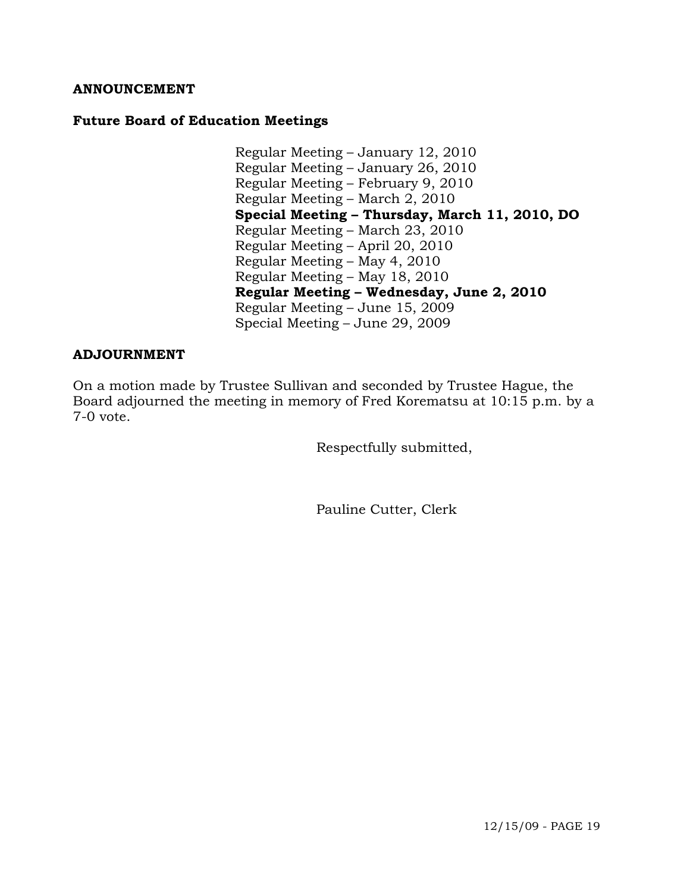**ANNOUNCEMENT**

**Future Board of Education Meetings**

Regular Meeting – January 12, 2010
Regular Meeting – January 26, 2010
Regular Meeting – February 9, 2010
Regular Meeting – March 2, 2010
**Special Meeting – Thursday, March 11, 2010, DO**
Regular Meeting – March 23, 2010
Regular Meeting – April 20, 2010
Regular Meeting – May 4, 2010
Regular Meeting – May 18, 2010
**Regular Meeting – Wednesday, June 2, 2010**
Regular Meeting – June 15, 2009
Special Meeting – June 29, 2009

**ADJOURNMENT**

On a motion made by Trustee Sullivan and seconded by Trustee Hague, the Board adjourned the meeting in memory of Fred Korematsu at 10:15 p.m. by a 7-0 vote.

Respectfully submitted,

Pauline Cutter, Clerk